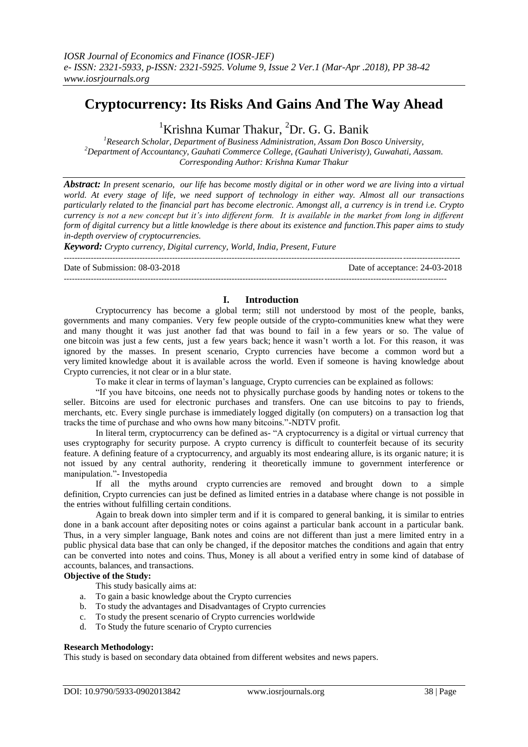# Cryptocurrency: Its Risks And Gains And The Way Ahead

[1]Krishna Kumar Thakur, [2]Dr. G. G. Banik

*[1]Research Scholar, Department of Business Administration, Assam Don Bosco University,*
*[2]Department of Accountancy, Gauhati Commerce College, (Gauhati Univeristy), Guwahati, Aassam.*
*Corresponding Author: Krishna Kumar Thakur*

***Abstract:*** *In present scenario, our life has become mostly digital or in other word we are living into a virtual world. At every stage of life, we need support of technology in either way. Almost all our transactions particularly related to the financial part has become electronic. Amongst all, a currency is in trend i.e. Crypto currency is not a new concept but it's into different form. It is available in the market from long in different form of digital currency but a little knowledge is there about its existence and function.This paper aims to study in-depth overview of cryptocurrencies.*

***Keyword:*** *Crypto currency, Digital currency, World, India, Present, Future*

---

Date of Submission: 08-03-2018 Date of acceptance: 24-03-2018

---

## I. Introduction

Cryptocurrency has become a global term; still not understood by most of the people, banks, governments and many companies. Very few people outside of the crypto-communities knew what they were and many thought it was just another fad that was bound to fail in a few years or so. The value of one bitcoin was just a few cents, just a few years back; hence it wasn't worth a lot. For this reason, it was ignored by the masses. In present scenario, Crypto currencies have become a common word but a very limited knowledge about it is available across the world. Even if someone is having knowledge about Crypto currencies, it not clear or in a blur state.

To make it clear in terms of layman's language, Crypto currencies can be explained as follows:

"If you have bitcoins, one needs not to physically purchase goods by handing notes or tokens to the seller. Bitcoins are used for electronic purchases and transfers. One can use bitcoins to pay to friends, merchants, etc. Every single purchase is immediately logged digitally (on computers) on a transaction log that tracks the time of purchase and who owns how many bitcoins."-NDTV profit.

In literal term, cryptocurrency can be defined as- "A cryptocurrency is a digital or virtual currency that uses cryptography for security purpose. A crypto currency is difficult to counterfeit because of its security feature. A defining feature of a cryptocurrency, and arguably its most endearing allure, is its organic nature; it is not issued by any central authority, rendering it theoretically immune to government interference or manipulation."- Investopedia

If all the myths around crypto currencies are removed and brought down to a simple definition, Crypto currencies can just be defined as limited entries in a database where change is not possible in the entries without fulfilling certain conditions.

Again to break down into simpler term and if it is compared to general banking, it is similar to entries done in a bank account after depositing notes or coins against a particular bank account in a particular bank. Thus, in a very simpler language, Bank notes and coins are not different than just a mere limited entry in a public physical data base that can only be changed, if the depositor matches the conditions and again that entry can be converted into notes and coins. Thus, Money is all about a verified entry in some kind of database of accounts, balances, and transactions.

**Objective of the Study:**

This study basically aims at:

a. To gain a basic knowledge about the Crypto currencies
b. To study the advantages and Disadvantages of Crypto currencies
c. To study the present scenario of Crypto currencies worldwide
d. To Study the future scenario of Crypto currencies

**Research Methodology:**

This study is based on secondary data obtained from different websites and news papers.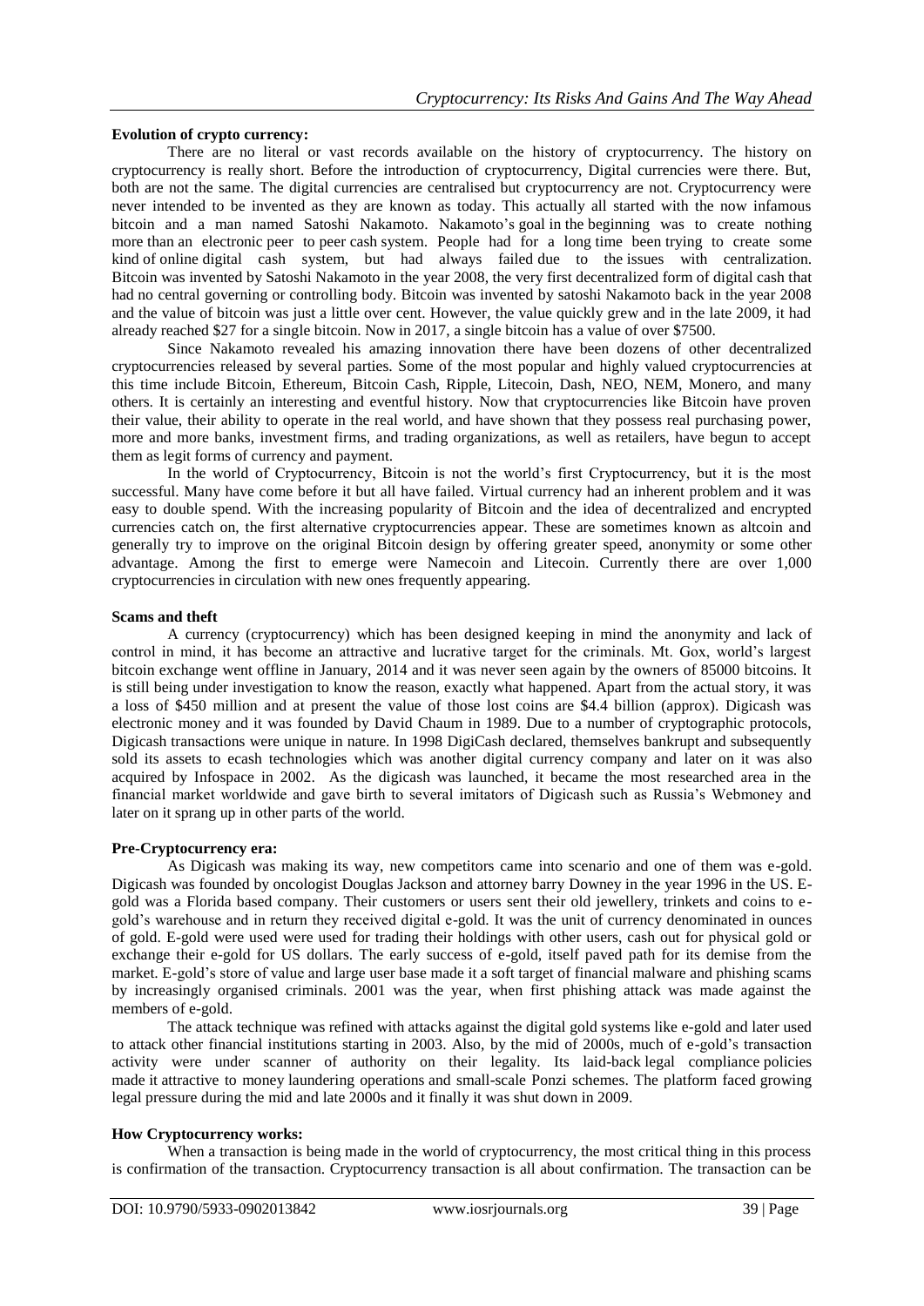**Evolution of crypto currency:**

There are no literal or vast records available on the history of cryptocurrency. The history on cryptocurrency is really short. Before the introduction of cryptocurrency, Digital currencies were there. But, both are not the same. The digital currencies are centralised but cryptocurrency are not. Cryptocurrency were never intended to be invented as they are known as today. This actually all started with the now infamous bitcoin and a man named Satoshi Nakamoto. Nakamoto's goal in the beginning was to create nothing more than an electronic peer to peer cash system. People had for a long time been trying to create some kind of online digital cash system, but had always failed due to the issues with centralization. Bitcoin was invented by Satoshi Nakamoto in the year 2008, the very first decentralized form of digital cash that had no central governing or controlling body. Bitcoin was invented by satoshi Nakamoto back in the year 2008 and the value of bitcoin was just a little over cent. However, the value quickly grew and in the late 2009, it had already reached $27 for a single bitcoin. Now in 2017, a single bitcoin has a value of over $7500.

Since Nakamoto revealed his amazing innovation there have been dozens of other decentralized cryptocurrencies released by several parties. Some of the most popular and highly valued cryptocurrencies at this time include Bitcoin, Ethereum, Bitcoin Cash, Ripple, Litecoin, Dash, NEO, NEM, Monero, and many others. It is certainly an interesting and eventful history. Now that cryptocurrencies like Bitcoin have proven their value, their ability to operate in the real world, and have shown that they possess real purchasing power, more and more banks, investment firms, and trading organizations, as well as retailers, have begun to accept them as legit forms of currency and payment.

In the world of Cryptocurrency, Bitcoin is not the world's first Cryptocurrency, but it is the most successful. Many have come before it but all have failed. Virtual currency had an inherent problem and it was easy to double spend. With the increasing popularity of Bitcoin and the idea of decentralized and encrypted currencies catch on, the first alternative cryptocurrencies appear. These are sometimes known as altcoin and generally try to improve on the original Bitcoin design by offering greater speed, anonymity or some other advantage. Among the first to emerge were Namecoin and Litecoin. Currently there are over 1,000 cryptocurrencies in circulation with new ones frequently appearing.

**Scams and theft**

A currency (cryptocurrency) which has been designed keeping in mind the anonymity and lack of control in mind, it has become an attractive and lucrative target for the criminals. Mt. Gox, world's largest bitcoin exchange went offline in January, 2014 and it was never seen again by the owners of 85000 bitcoins. It is still being under investigation to know the reason, exactly what happened. Apart from the actual story, it was a loss of $450 million and at present the value of those lost coins are $4.4 billion (approx). Digicash was electronic money and it was founded by David Chaum in 1989. Due to a number of cryptographic protocols, Digicash transactions were unique in nature. In 1998 DigiCash declared, themselves bankrupt and subsequently sold its assets to ecash technologies which was another digital currency company and later on it was also acquired by Infospace in 2002. As the digicash was launched, it became the most researched area in the financial market worldwide and gave birth to several imitators of Digicash such as Russia's Webmoney and later on it sprang up in other parts of the world.

**Pre-Cryptocurrency era:**

As Digicash was making its way, new competitors came into scenario and one of them was e-gold. Digicash was founded by oncologist Douglas Jackson and attorney barry Downey in the year 1996 in the US. E-gold was a Florida based company. Their customers or users sent their old jewellery, trinkets and coins to e-gold's warehouse and in return they received digital e-gold. It was the unit of currency denominated in ounces of gold. E-gold were used were used for trading their holdings with other users, cash out for physical gold or exchange their e-gold for US dollars. The early success of e-gold, itself paved path for its demise from the market. E-gold's store of value and large user base made it a soft target of financial malware and phishing scams by increasingly organised criminals. 2001 was the year, when first phishing attack was made against the members of e-gold.

The attack technique was refined with attacks against the digital gold systems like e-gold and later used to attack other financial institutions starting in 2003. Also, by the mid of 2000s, much of e-gold's transaction activity were under scanner of authority on their legality. Its laid-back legal compliance policies made it attractive to money laundering operations and small-scale Ponzi schemes. The platform faced growing legal pressure during the mid and late 2000s and it finally it was shut down in 2009.

**How Cryptocurrency works:**

When a transaction is being made in the world of cryptocurrency, the most critical thing in this process is confirmation of the transaction. Cryptocurrency transaction is all about confirmation. The transaction can be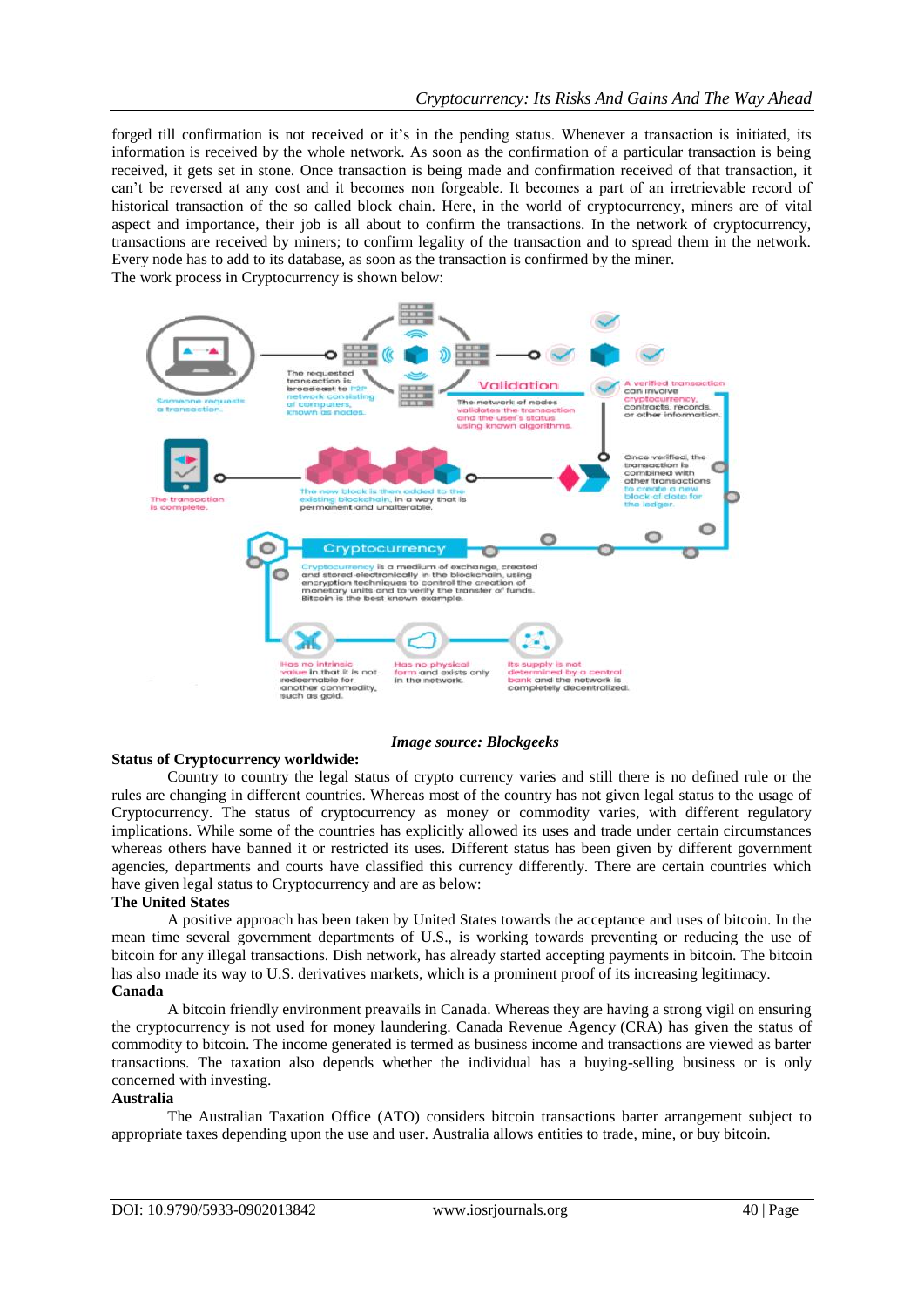forged till confirmation is not received or it's in the pending status. Whenever a transaction is initiated, its information is received by the whole network. As soon as the confirmation of a particular transaction is being received, it gets set in stone. Once transaction is being made and confirmation received of that transaction, it can't be reversed at any cost and it becomes non forgeable. It becomes a part of an irretrievable record of historical transaction of the so called block chain. Here, in the world of cryptocurrency, miners are of vital aspect and importance, their job is all about to confirm the transactions. In the network of cryptocurrency, transactions are received by miners; to confirm legality of the transaction and to spread them in the network. Every node has to add to its database, as soon as the transaction is confirmed by the miner.

The work process in Cryptocurrency is shown below:

*Image source: Blockgeeks*

**Status of Cryptocurrency worldwide:**

Country to country the legal status of crypto currency varies and still there is no defined rule or the rules are changing in different countries. Whereas most of the country has not given legal status to the usage of Cryptocurrency. The status of cryptocurrency as money or commodity varies, with different regulatory implications. While some of the countries has explicitly allowed its uses and trade under certain circumstances whereas others have banned it or restricted its uses. Different status has been given by different government agencies, departments and courts have classified this currency differently. There are certain countries which have given legal status to Cryptocurrency and are as below:

**The United States**

A positive approach has been taken by United States towards the acceptance and uses of bitcoin. In the mean time several government departments of U.S., is working towards preventing or reducing the use of bitcoin for any illegal transactions. Dish network, has already started accepting payments in bitcoin. The bitcoin has also made its way to U.S. derivatives markets, which is a prominent proof of its increasing legitimacy.

**Canada**

A bitcoin friendly environment preavails in Canada. Whereas they are having a strong vigil on ensuring the cryptocurrency is not used for money laundering. Canada Revenue Agency (CRA) has given the status of commodity to bitcoin. The income generated is termed as business income and transactions are viewed as barter transactions. The taxation also depends whether the individual has a buying-selling business or is only concerned with investing.

**Australia**

The Australian Taxation Office (ATO) considers bitcoin transactions barter arrangement subject to appropriate taxes depending upon the use and user. Australia allows entities to trade, mine, or buy bitcoin.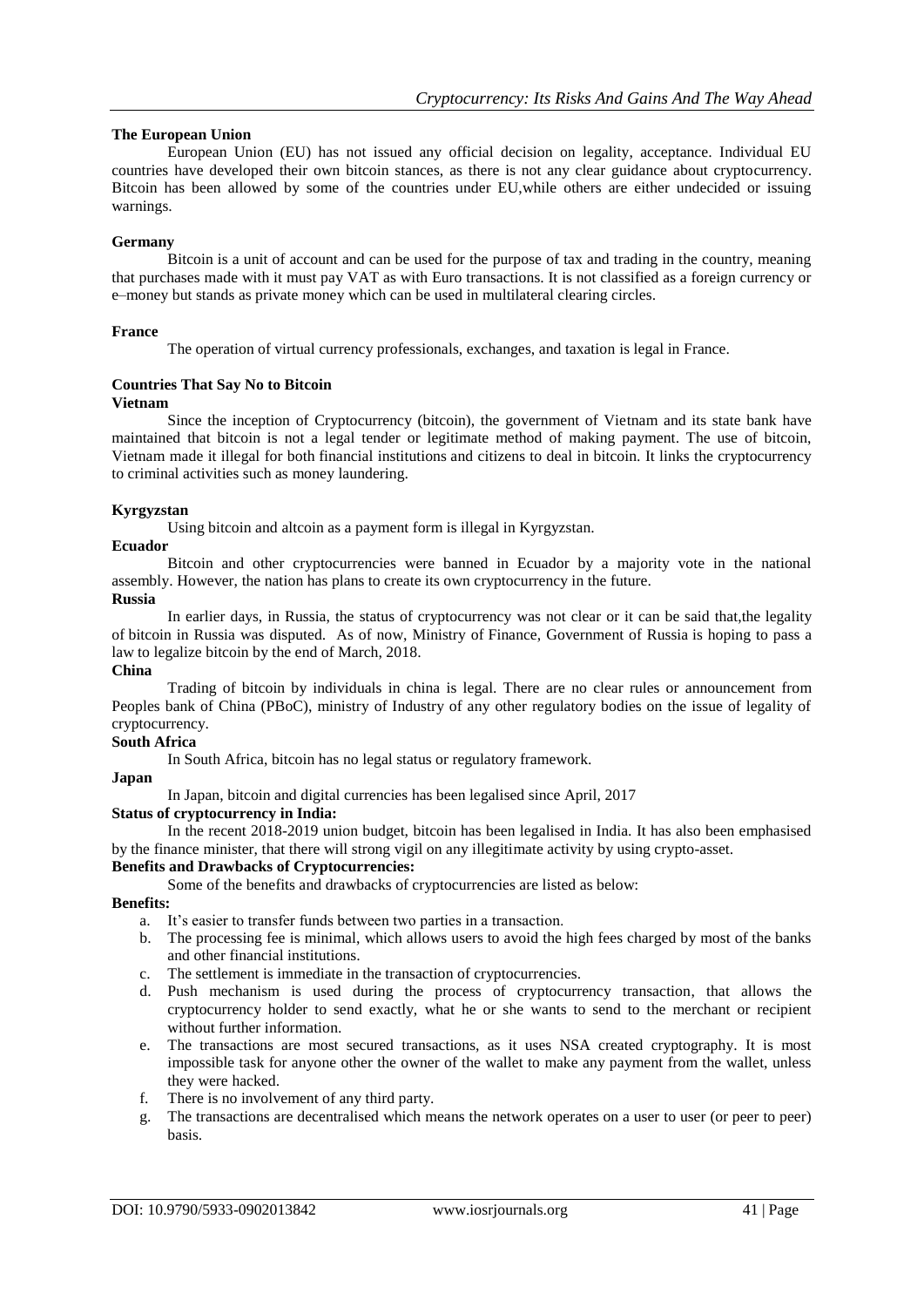**The European Union**

European Union (EU) has not issued any official decision on legality, acceptance. Individual EU countries have developed their own bitcoin stances, as there is not any clear guidance about cryptocurrency. Bitcoin has been allowed by some of the countries under EU,while others are either undecided or issuing warnings.

**Germany**

Bitcoin is a unit of account and can be used for the purpose of tax and trading in the country, meaning that purchases made with it must pay VAT as with Euro transactions. It is not classified as a foreign currency or e–money but stands as private money which can be used in multilateral clearing circles.

**France**

The operation of virtual currency professionals, exchanges, and taxation is legal in France.

**Countries That Say No to Bitcoin**

**Vietnam**

Since the inception of Cryptocurrency (bitcoin), the government of Vietnam and its state bank have maintained that bitcoin is not a legal tender or legitimate method of making payment. The use of bitcoin, Vietnam made it illegal for both financial institutions and citizens to deal in bitcoin. It links the cryptocurrency to criminal activities such as money laundering.

**Kyrgyzstan**

Using bitcoin and altcoin as a payment form is illegal in Kyrgyzstan.

**Ecuador**

Bitcoin and other cryptocurrencies were banned in Ecuador by a majority vote in the national assembly. However, the nation has plans to create its own cryptocurrency in the future.

**Russia**

In earlier days, in Russia, the status of cryptocurrency was not clear or it can be said that,the legality of bitcoin in Russia was disputed. As of now, Ministry of Finance, Government of Russia is hoping to pass a law to legalize bitcoin by the end of March, 2018.

**China**

Trading of bitcoin by individuals in china is legal. There are no clear rules or announcement from Peoples bank of China (PBoC), ministry of Industry of any other regulatory bodies on the issue of legality of cryptocurrency.

**South Africa**

In South Africa, bitcoin has no legal status or regulatory framework.

**Japan**

In Japan, bitcoin and digital currencies has been legalised since April, 2017

**Status of cryptocurrency in India:**

In the recent 2018-2019 union budget, bitcoin has been legalised in India. It has also been emphasised by the finance minister, that there will strong vigil on any illegitimate activity by using crypto-asset.

**Benefits and Drawbacks of Cryptocurrencies:**

Some of the benefits and drawbacks of cryptocurrencies are listed as below:

**Benefits:**

a. It's easier to transfer funds between two parties in a transaction.
b. The processing fee is minimal, which allows users to avoid the high fees charged by most of the banks and other financial institutions.
c. The settlement is immediate in the transaction of cryptocurrencies.
d. Push mechanism is used during the process of cryptocurrency transaction, that allows the cryptocurrency holder to send exactly, what he or she wants to send to the merchant or recipient without further information.
e. The transactions are most secured transactions, as it uses NSA created cryptography. It is most impossible task for anyone other the owner of the wallet to make any payment from the wallet, unless they were hacked.
f. There is no involvement of any third party.
g. The transactions are decentralised which means the network operates on a user to user (or peer to peer) basis.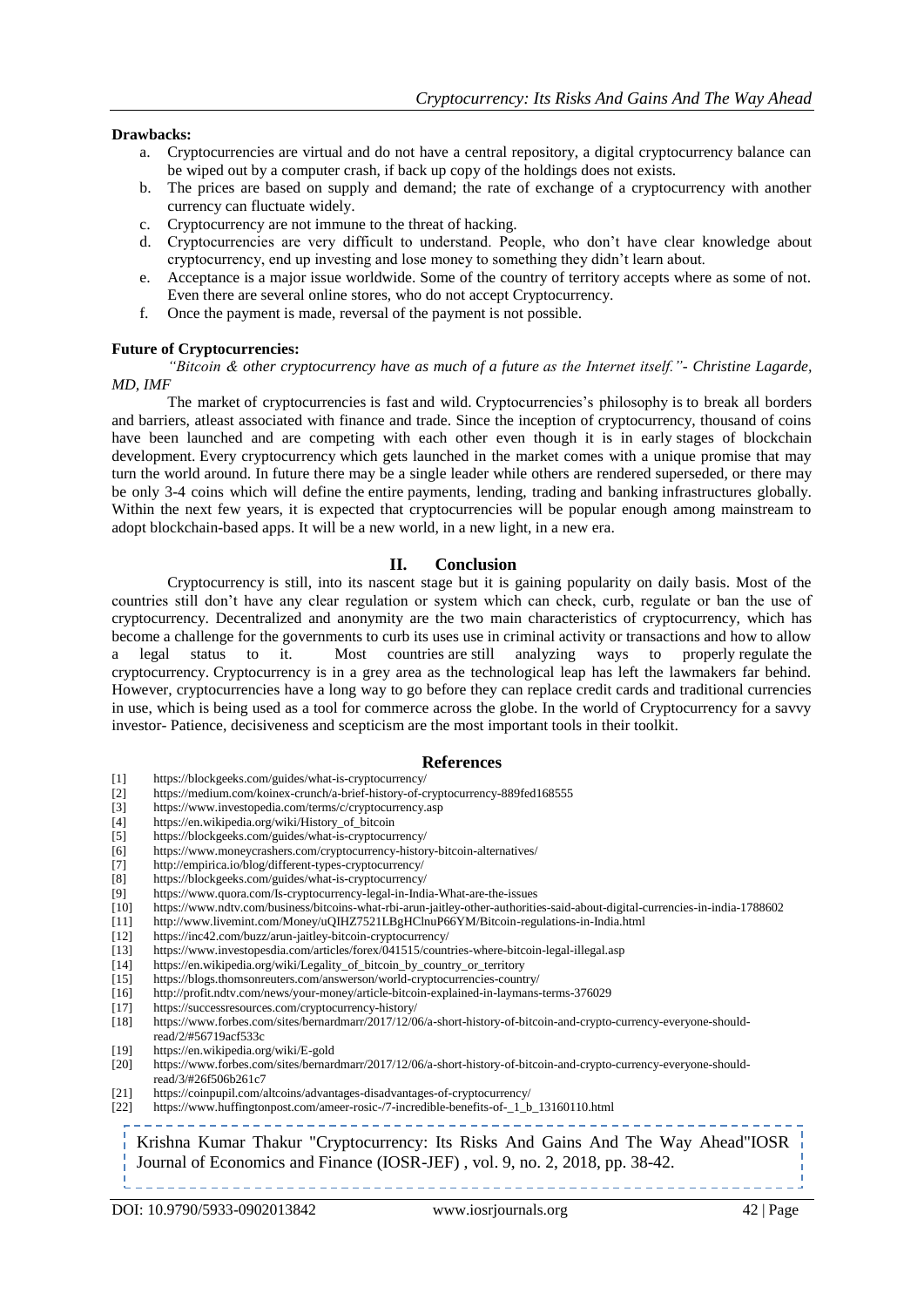**Drawbacks:**

a. Cryptocurrencies are virtual and do not have a central repository, a digital cryptocurrency balance can be wiped out by a computer crash, if back up copy of the holdings does not exists.
b. The prices are based on supply and demand; the rate of exchange of a cryptocurrency with another currency can fluctuate widely.
c. Cryptocurrency are not immune to the threat of hacking.
d. Cryptocurrencies are very difficult to understand. People, who don't have clear knowledge about cryptocurrency, end up investing and lose money to something they didn't learn about.
e. Acceptance is a major issue worldwide. Some of the country of territory accepts where as some of not. Even there are several online stores, who do not accept Cryptocurrency.
f. Once the payment is made, reversal of the payment is not possible.

**Future of Cryptocurrencies:**

*"Bitcoin & other cryptocurrency have as much of a future as the Internet itself."- Christine Lagarde, MD, IMF*

The market of cryptocurrencies is fast and wild. Cryptocurrencies's philosophy is to break all borders and barriers, atleast associated with finance and trade. Since the inception of cryptocurrency, thousand of coins have been launched and are competing with each other even though it is in early stages of blockchain development. Every cryptocurrency which gets launched in the market comes with a unique promise that may turn the world around. In future there may be a single leader while others are rendered superseded, or there may be only 3-4 coins which will define the entire payments, lending, trading and banking infrastructures globally. Within the next few years, it is expected that cryptocurrencies will be popular enough among mainstream to adopt blockchain-based apps. It will be a new world, in a new light, in a new era.

## II. Conclusion

Cryptocurrency is still, into its nascent stage but it is gaining popularity on daily basis. Most of the countries still don't have any clear regulation or system which can check, curb, regulate or ban the use of cryptocurrency. Decentralized and anonymity are the two main characteristics of cryptocurrency, which has become a challenge for the governments to curb its uses use in criminal activity or transactions and how to allow a legal status to it. Most countries are still analyzing ways to properly regulate the cryptocurrency. Cryptocurrency is in a grey area as the technological leap has left the lawmakers far behind. However, cryptocurrencies have a long way to go before they can replace credit cards and traditional currencies in use, which is being used as a tool for commerce across the globe. In the world of Cryptocurrency for a savvy investor- Patience, decisiveness and scepticism are the most important tools in their toolkit.

## References

[1] https://blockgeeks.com/guides/what-is-cryptocurrency/
[2] https://medium.com/koinex-crunch/a-brief-history-of-cryptocurrency-889fed168555
[3] https://www.investopedia.com/terms/c/cryptocurrency.asp
[4] https://en.wikipedia.org/wiki/History_of_bitcoin
[5] https://blockgeeks.com/guides/what-is-cryptocurrency/
[6] https://www.moneycrashers.com/cryptocurrency-history-bitcoin-alternatives/
[7] http://empirica.io/blog/different-types-cryptocurrency/
[8] https://blockgeeks.com/guides/what-is-cryptocurrency/
[9] https://www.quora.com/Is-cryptocurrency-legal-in-India-What-are-the-issues
[10] https://www.ndtv.com/business/bitcoins-what-rbi-arun-jaitley-other-authorities-said-about-digital-currencies-in-india-1788602
[11] http://www.livemint.com/Money/uQIHZ7521LBgHClnuP66YM/Bitcoin-regulations-in-India.html
[12] https://inc42.com/buzz/arun-jaitley-bitcoin-cryptocurrency/
[13] https://www.investopesdia.com/articles/forex/041515/countries-where-bitcoin-legal-illegal.asp
[14] https://en.wikipedia.org/wiki/Legality_of_bitcoin_by_country_or_territory
[15] https://blogs.thomsonreuters.com/answerson/world-cryptocurrencies-country/
[16] http://profit.ndtv.com/news/your-money/article-bitcoin-explained-in-laymans-terms-376029
[17] https://successresources.com/cryptocurrency-history/
[18] https://www.forbes.com/sites/bernardmarr/2017/12/06/a-short-history-of-bitcoin-and-crypto-currency-everyone-should-read/2/#56719acf533c
[19] https://en.wikipedia.org/wiki/E-gold
[20] https://www.forbes.com/sites/bernardmarr/2017/12/06/a-short-history-of-bitcoin-and-crypto-currency-everyone-should-read/3/#26f506b261c7
[21] https://coinpupil.com/altcoins/advantages-disadvantages-of-cryptocurrency/
[22] https://www.huffingtonpost.com/ameer-rosic-/7-incredible-benefits-of-_1_b_13160110.html

Krishna Kumar Thakur "Cryptocurrency: Its Risks And Gains And The Way Ahead"IOSR Journal of Economics and Finance (IOSR-JEF) , vol. 9, no. 2, 2018, pp. 38-42.